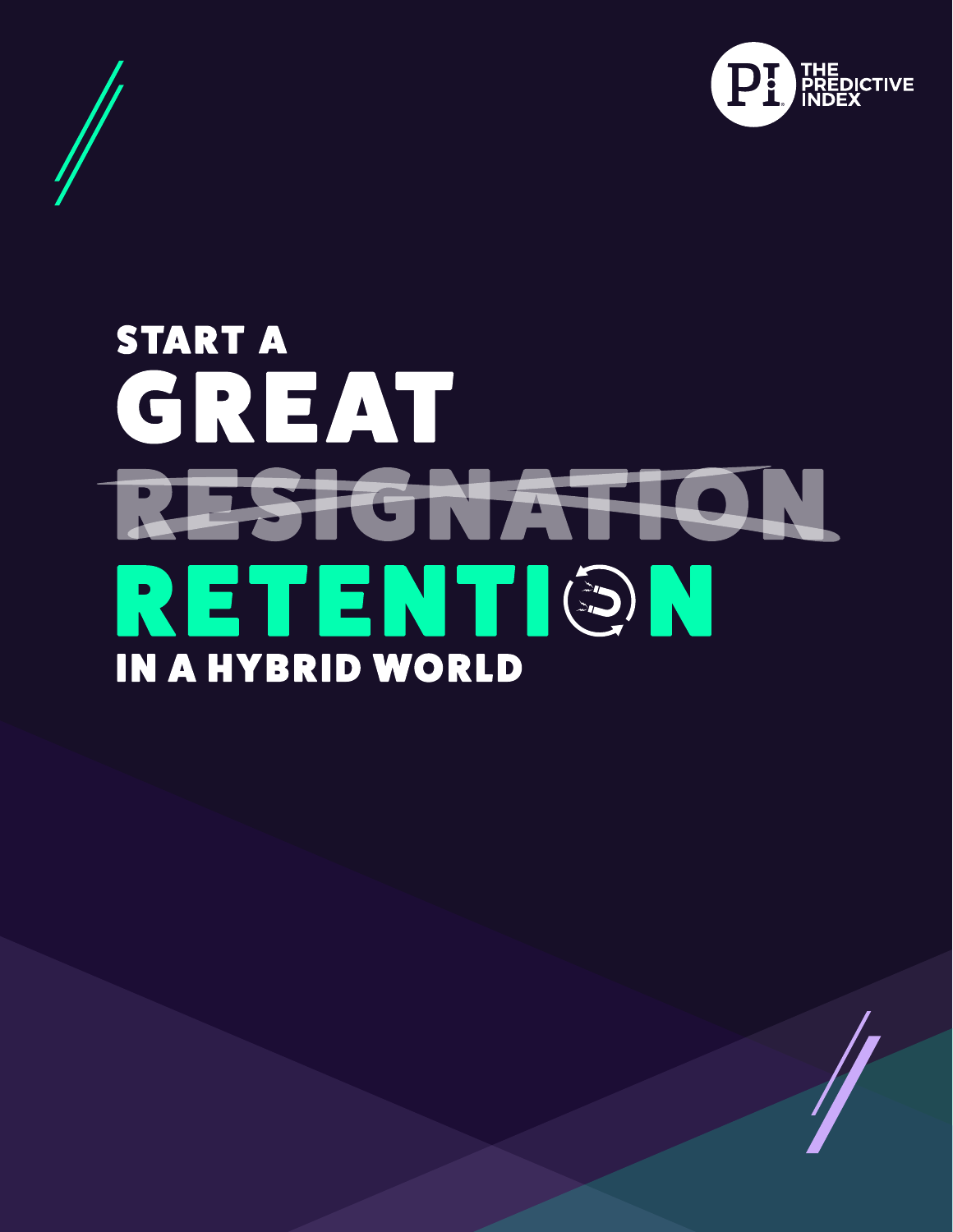THE PREDICTIVE INDEX

# START A GREAT ~~RESIGNATION~~ RETENTION IN A HYBRID WORLD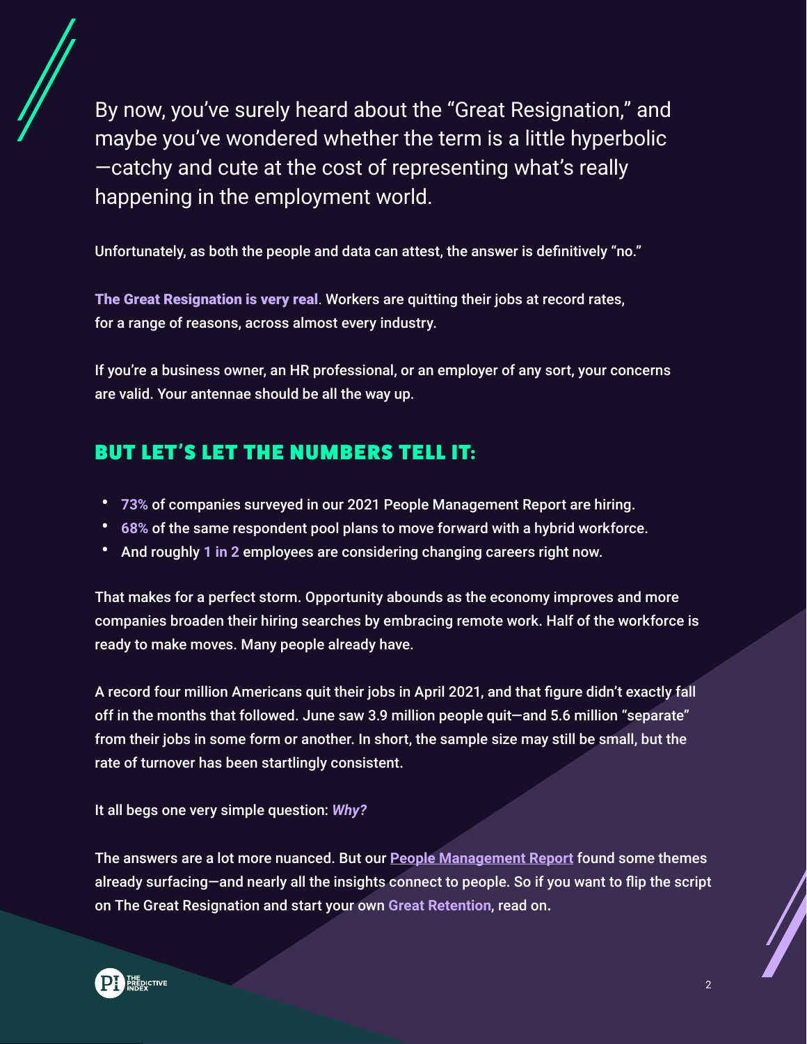By now, you've surely heard about the "Great Resignation," and maybe you've wondered whether the term is a little hyperbolic—catchy and cute at the cost of representing what's really happening in the employment world.

Unfortunately, as both the people and data can attest, the answer is definitively "no."

**The Great Resignation is very real**. Workers are quitting their jobs at record rates, for a range of reasons, across almost every industry.

If you're a business owner, an HR professional, or an employer of any sort, your concerns are valid. Your antennae should be all the way up.

## BUT LET'S LET THE NUMBERS TELL IT:

- **73%** of companies surveyed in our 2021 People Management Report are hiring.
- **68%** of the same respondent pool plans to move forward with a hybrid workforce.
- And roughly **1 in 2** employees are considering changing careers right now.

That makes for a perfect storm. Opportunity abounds as the economy improves and more companies broaden their hiring searches by embracing remote work. Half of the workforce is ready to make moves. Many people already have.

A record four million Americans quit their jobs in April 2021, and that figure didn't exactly fall off in the months that followed. June saw 3.9 million people quit—and 5.6 million "separate" from their jobs in some form or another. In short, the sample size may still be small, but the rate of turnover has been startlingly consistent.

It all begs one very simple question: ***Why?***

The answers are a lot more nuanced. But our **People Management Report** found some themes already surfacing—and nearly all the insights connect to people. So if you want to flip the script on The Great Resignation and start your own **Great Retention**, read on.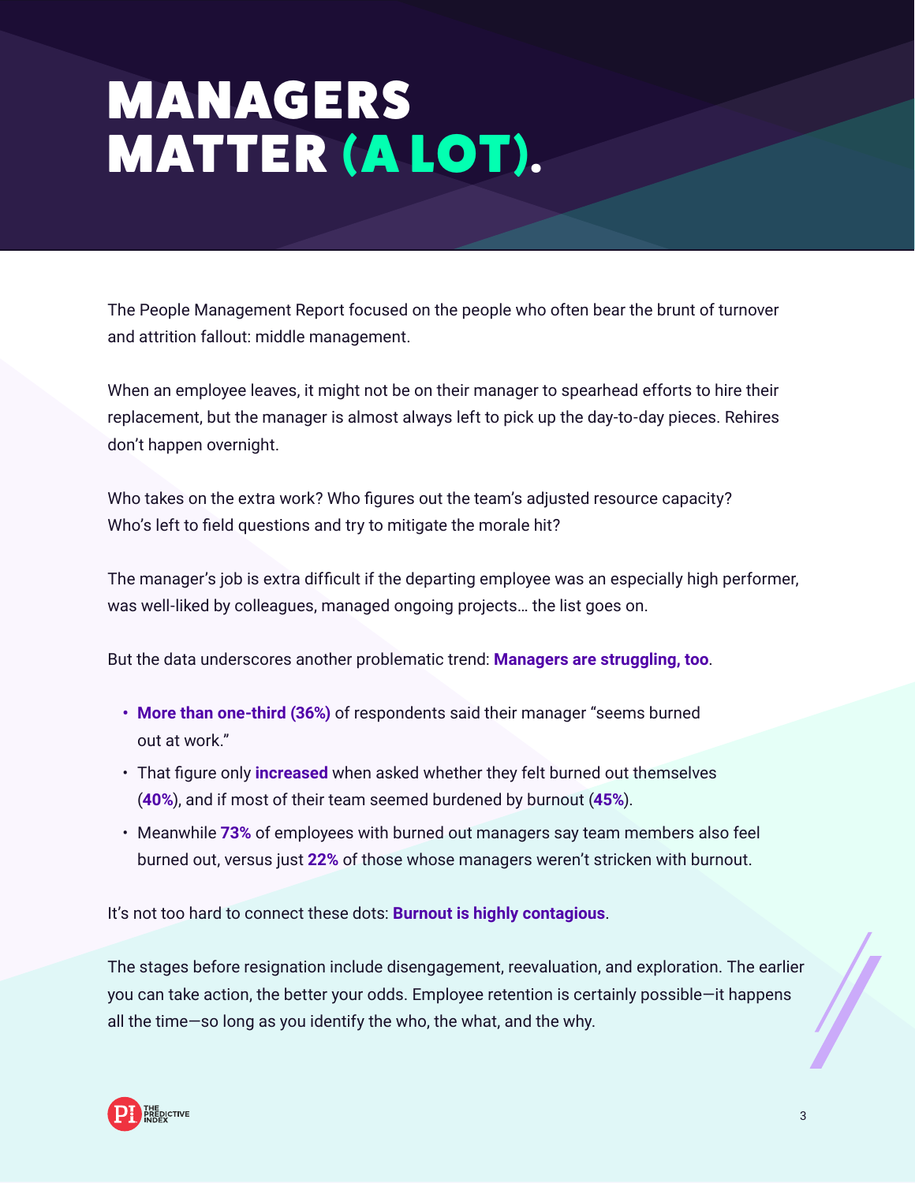# MANAGERS MATTER (A LOT).

The People Management Report focused on the people who often bear the brunt of turnover and attrition fallout: middle management.

When an employee leaves, it might not be on their manager to spearhead efforts to hire their replacement, but the manager is almost always left to pick up the day-to-day pieces. Rehires don't happen overnight.

Who takes on the extra work? Who figures out the team's adjusted resource capacity? Who's left to field questions and try to mitigate the morale hit?

The manager's job is extra difficult if the departing employee was an especially high performer, was well-liked by colleagues, managed ongoing projects… the list goes on.

But the data underscores another problematic trend: **Managers are struggling, too**.

- **More than one-third (36%)** of respondents said their manager "seems burned out at work."
- That figure only **increased** when asked whether they felt burned out themselves (**40%**), and if most of their team seemed burdened by burnout (**45%**).
- Meanwhile **73%** of employees with burned out managers say team members also feel burned out, versus just **22%** of those whose managers weren't stricken with burnout.

It's not too hard to connect these dots: **Burnout is highly contagious**.

The stages before resignation include disengagement, reevaluation, and exploration. The earlier you can take action, the better your odds. Employee retention is certainly possible—it happens all the time—so long as you identify the who, the what, and the why.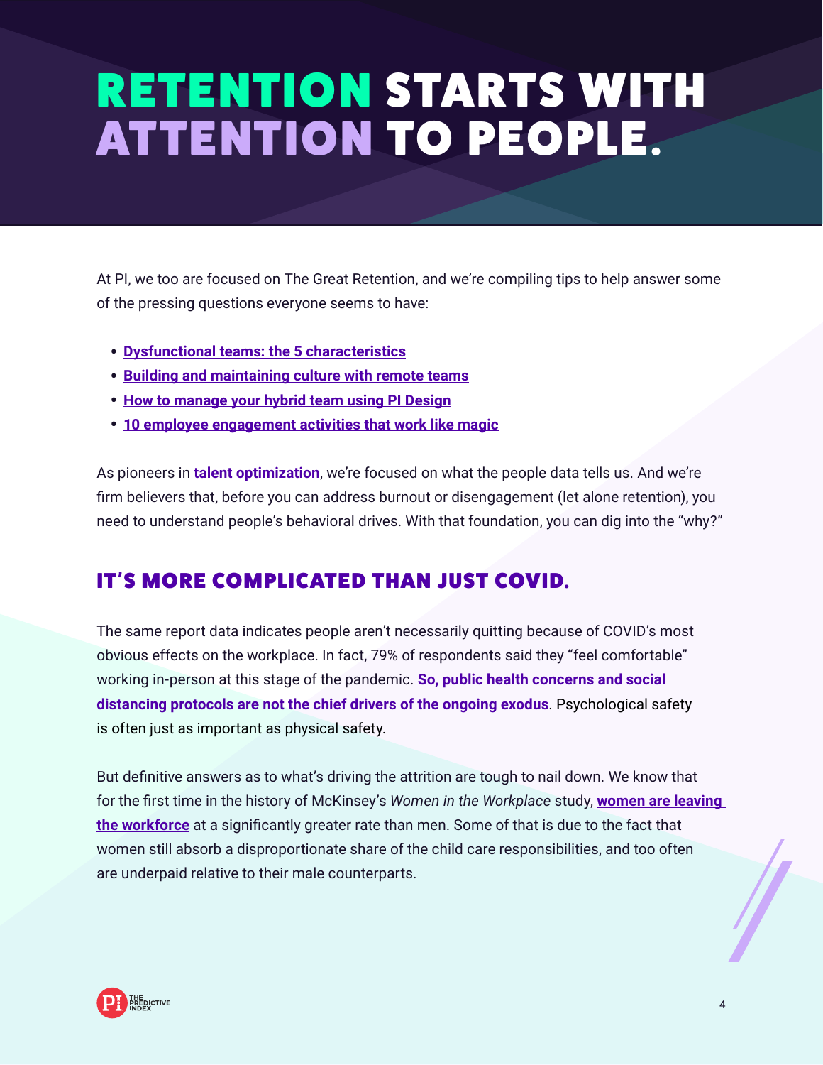# RETENTION STARTS WITH ATTENTION TO PEOPLE.

At PI, we too are focused on The Great Retention, and we're compiling tips to help answer some of the pressing questions everyone seems to have:

- **Dysfunctional teams: the 5 characteristics**
- **Building and maintaining culture with remote teams**
- **How to manage your hybrid team using PI Design**
- **10 employee engagement activities that work like magic**

As pioneers in **talent optimization**, we're focused on what the people data tells us. And we're firm believers that, before you can address burnout or disengagement (let alone retention), you need to understand people's behavioral drives. With that foundation, you can dig into the "why?"

## IT'S MORE COMPLICATED THAN JUST COVID.

The same report data indicates people aren't necessarily quitting because of COVID's most obvious effects on the workplace. In fact, 79% of respondents said they "feel comfortable" working in-person at this stage of the pandemic. **So, public health concerns and social distancing protocols are not the chief drivers of the ongoing exodus**. Psychological safety is often just as important as physical safety.

But definitive answers as to what's driving the attrition are tough to nail down. We know that for the first time in the history of McKinsey's *Women in the Workplace* study, **women are leaving the workforce** at a significantly greater rate than men. Some of that is due to the fact that women still absorb a disproportionate share of the child care responsibilities, and too often are underpaid relative to their male counterparts.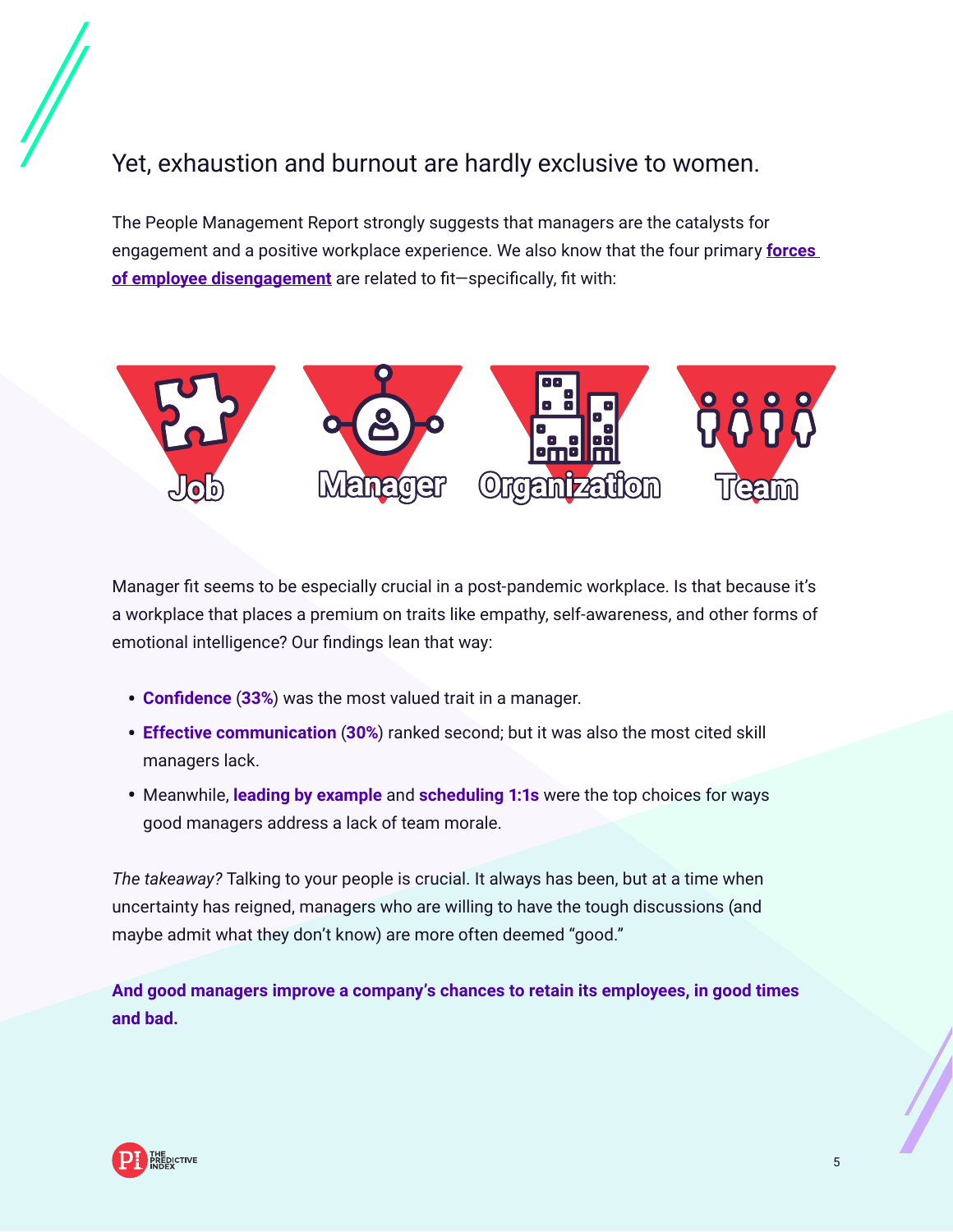## Yet, exhaustion and burnout are hardly exclusive to women.

The People Management Report strongly suggests that managers are the catalysts for engagement and a positive workplace experience. We also know that the four primary **forces of employee disengagement** are related to fit—specifically, fit with:

Job

Manager

Organization

Team

Manager fit seems to be especially crucial in a post-pandemic workplace. Is that because it's a workplace that places a premium on traits like empathy, self-awareness, and other forms of emotional intelligence? Our findings lean that way:

- **Confidence** (**33%**) was the most valued trait in a manager.
- **Effective communication** (**30%**) ranked second; but it was also the most cited skill managers lack.
- Meanwhile, **leading by example** and **scheduling 1:1s** were the top choices for ways good managers address a lack of team morale.

*The takeaway?* Talking to your people is crucial. It always has been, but at a time when uncertainty has reigned, managers who are willing to have the tough discussions (and maybe admit what they don't know) are more often deemed "good."

**And good managers improve a company's chances to retain its employees, in good times and bad.**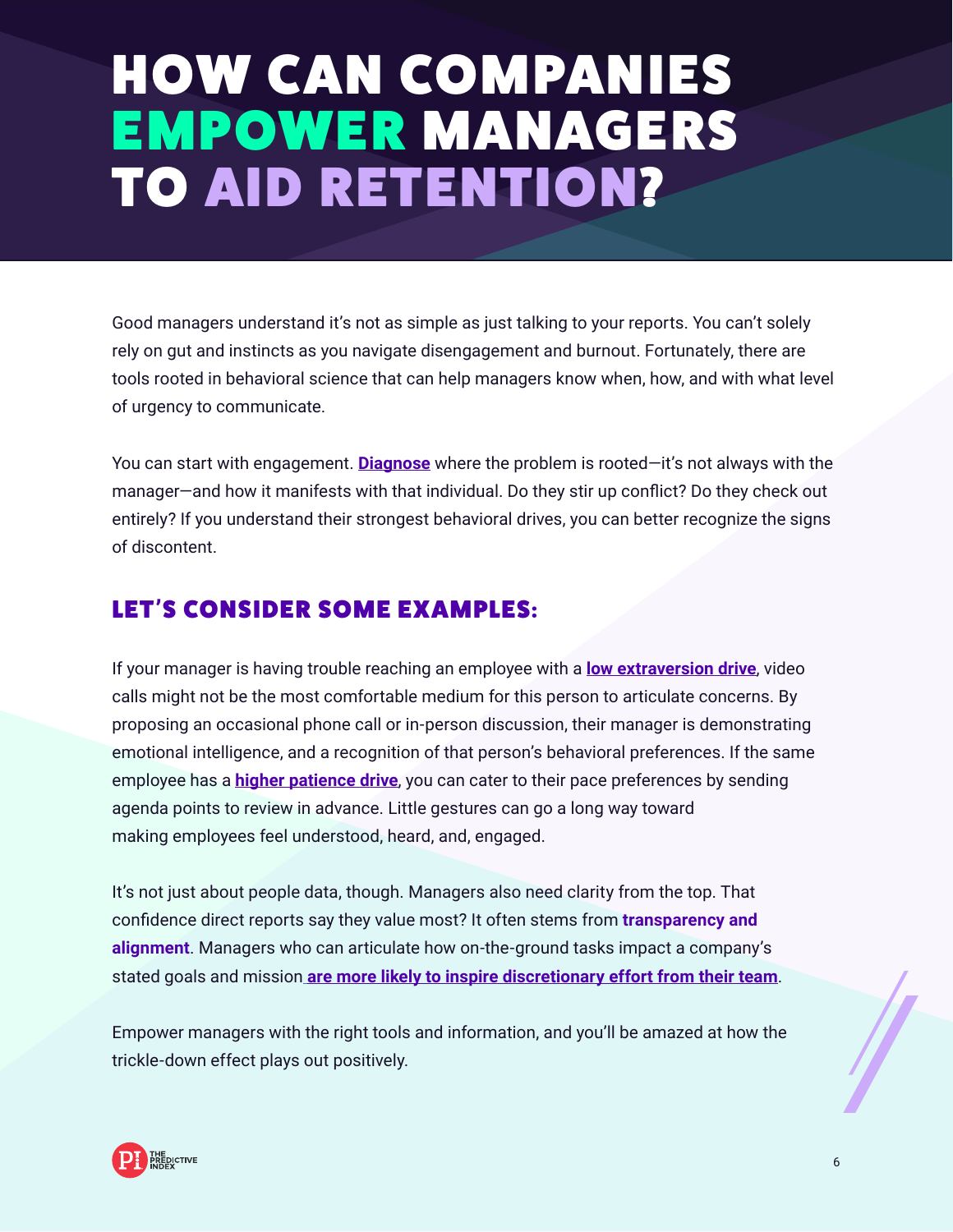# HOW CAN COMPANIES EMPOWER MANAGERS TO AID RETENTION?

Good managers understand it's not as simple as just talking to your reports. You can't solely rely on gut and instincts as you navigate disengagement and burnout. Fortunately, there are tools rooted in behavioral science that can help managers know when, how, and with what level of urgency to communicate.

You can start with engagement. **Diagnose** where the problem is rooted—it's not always with the manager—and how it manifests with that individual. Do they stir up conflict? Do they check out entirely? If you understand their strongest behavioral drives, you can better recognize the signs of discontent.

## LET'S CONSIDER SOME EXAMPLES:

If your manager is having trouble reaching an employee with a **low extraversion drive**, video calls might not be the most comfortable medium for this person to articulate concerns. By proposing an occasional phone call or in-person discussion, their manager is demonstrating emotional intelligence, and a recognition of that person's behavioral preferences. If the same employee has a **higher patience drive**, you can cater to their pace preferences by sending agenda points to review in advance. Little gestures can go a long way toward making employees feel understood, heard, and, engaged.

It's not just about people data, though. Managers also need clarity from the top. That confidence direct reports say they value most? It often stems from **transparency and alignment**. Managers who can articulate how on-the-ground tasks impact a company's stated goals and mission **are more likely to inspire discretionary effort from their team**.

Empower managers with the right tools and information, and you'll be amazed at how the trickle-down effect plays out positively.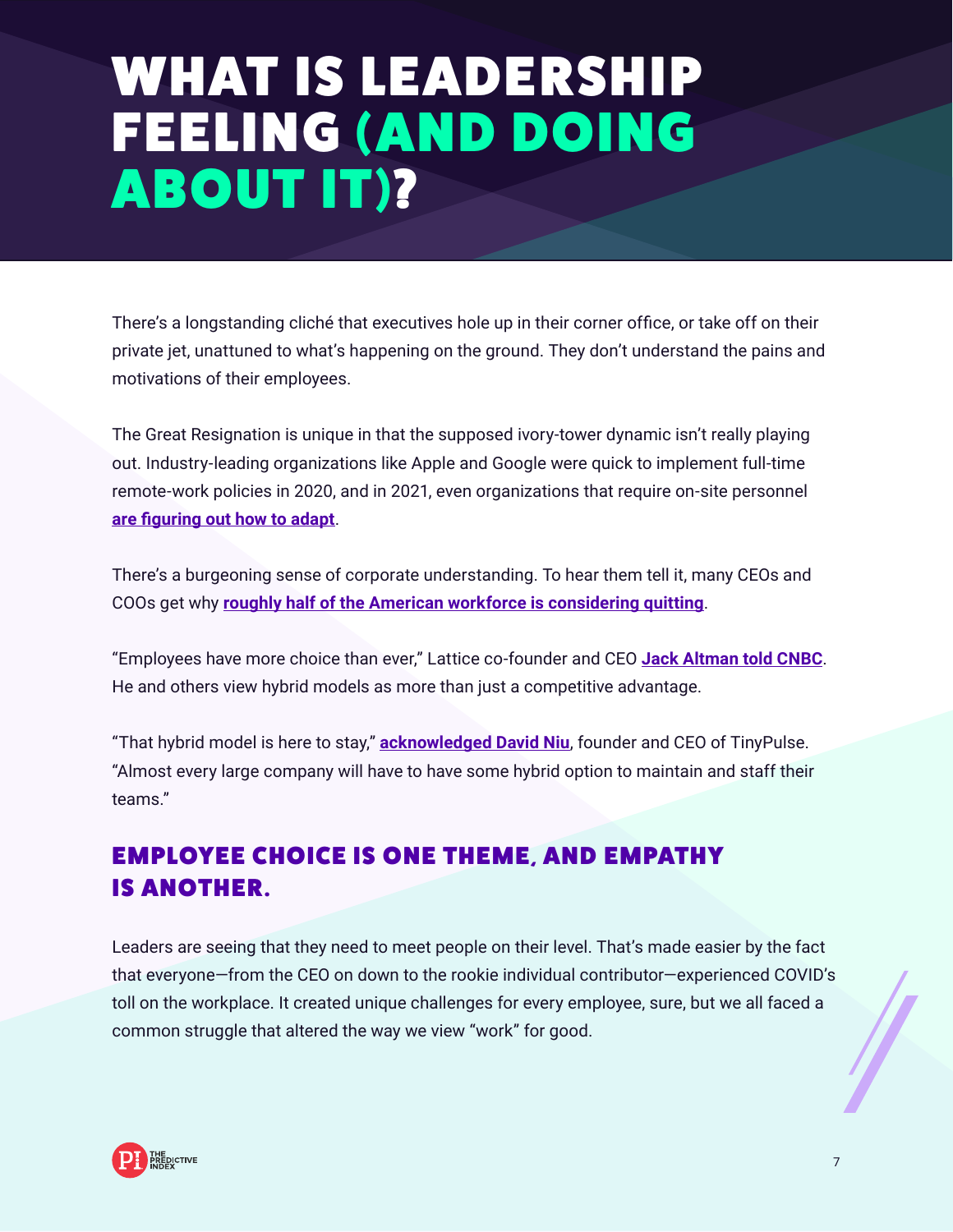# WHAT IS LEADERSHIP FEELING (AND DOING ABOUT IT)?

There's a longstanding cliché that executives hole up in their corner office, or take off on their private jet, unattuned to what's happening on the ground. They don't understand the pains and motivations of their employees.

The Great Resignation is unique in that the supposed ivory-tower dynamic isn't really playing out. Industry-leading organizations like Apple and Google were quick to implement full-time remote-work policies in 2020, and in 2021, even organizations that require on-site personnel **are figuring out how to adapt**.

There's a burgeoning sense of corporate understanding. To hear them tell it, many CEOs and COOs get why **roughly half of the American workforce is considering quitting**.

"Employees have more choice than ever," Lattice co-founder and CEO **Jack Altman told CNBC**. He and others view hybrid models as more than just a competitive advantage.

"That hybrid model is here to stay," **acknowledged David Niu**, founder and CEO of TinyPulse. "Almost every large company will have to have some hybrid option to maintain and staff their teams."

## EMPLOYEE CHOICE IS ONE THEME, AND EMPATHY IS ANOTHER.

Leaders are seeing that they need to meet people on their level. That's made easier by the fact that everyone—from the CEO on down to the rookie individual contributor—experienced COVID's toll on the workplace. It created unique challenges for every employee, sure, but we all faced a common struggle that altered the way we view "work" for good.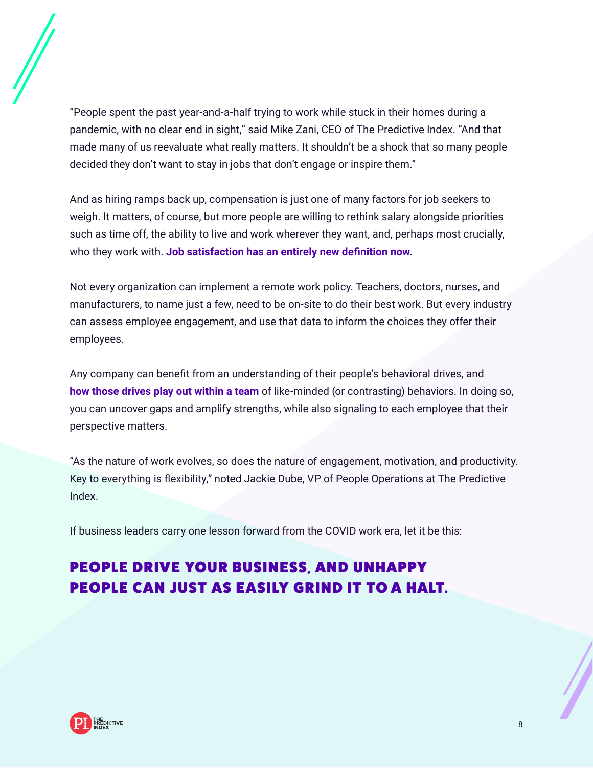"People spent the past year-and-a-half trying to work while stuck in their homes during a pandemic, with no clear end in sight," said Mike Zani, CEO of The Predictive Index. "And that made many of us reevaluate what really matters. It shouldn't be a shock that so many people decided they don't want to stay in jobs that don't engage or inspire them."

And as hiring ramps back up, compensation is just one of many factors for job seekers to weigh. It matters, of course, but more people are willing to rethink salary alongside priorities such as time off, the ability to live and work wherever they want, and, perhaps most crucially, who they work with. **Job satisfaction has an entirely new definition now**.

Not every organization can implement a remote work policy. Teachers, doctors, nurses, and manufacturers, to name just a few, need to be on-site to do their best work. But every industry can assess employee engagement, and use that data to inform the choices they offer their employees.

Any company can benefit from an understanding of their people's behavioral drives, and **how those drives play out within a team** of like-minded (or contrasting) behaviors. In doing so, you can uncover gaps and amplify strengths, while also signaling to each employee that their perspective matters.

"As the nature of work evolves, so does the nature of engagement, motivation, and productivity. Key to everything is flexibility," noted Jackie Dube, VP of People Operations at The Predictive Index.

If business leaders carry one lesson forward from the COVID work era, let it be this:

## PEOPLE DRIVE YOUR BUSINESS, AND UNHAPPY PEOPLE CAN JUST AS EASILY GRIND IT TO A HALT.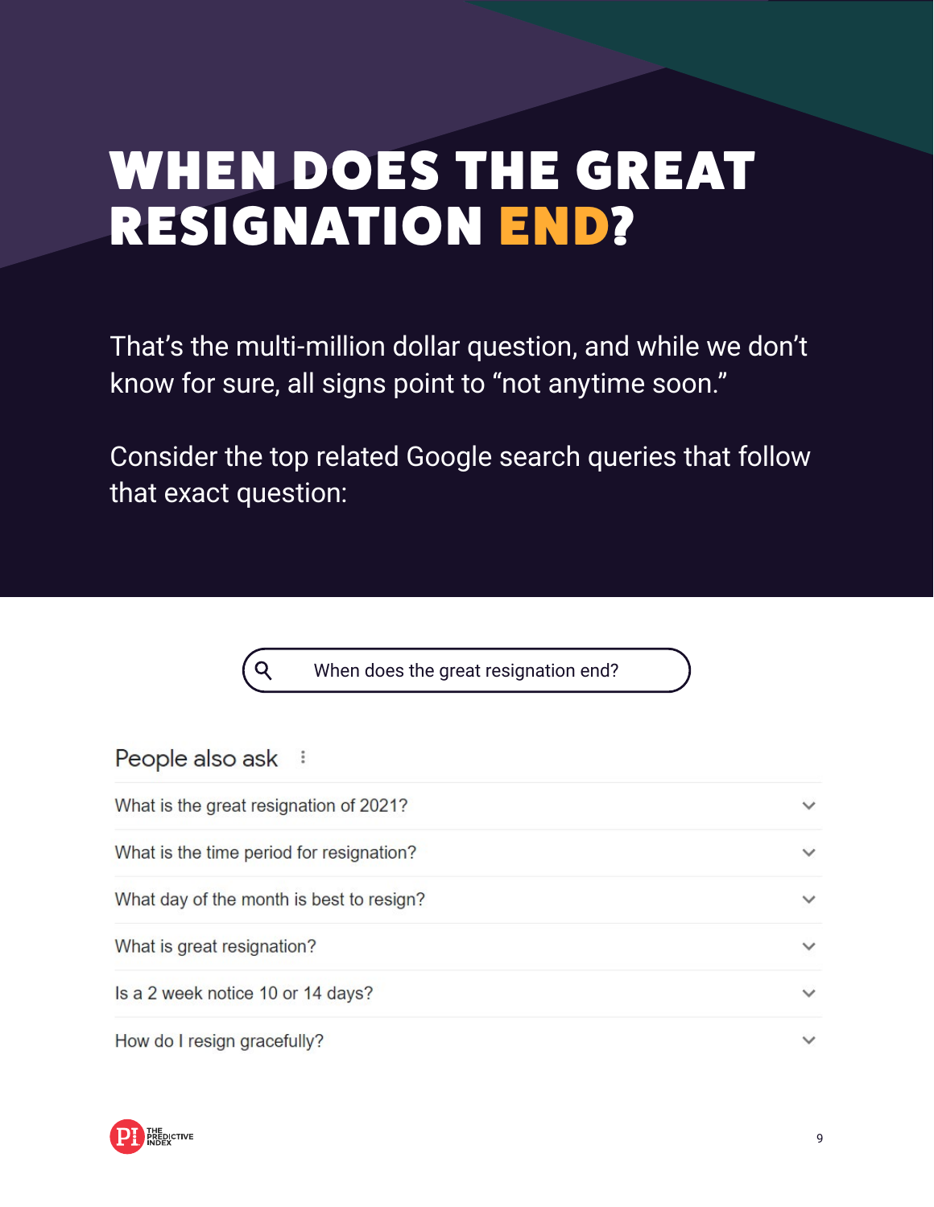# WHEN DOES THE GREAT RESIGNATION END?

That's the multi-million dollar question, and while we don't know for sure, all signs point to "not anytime soon."

Consider the top related Google search queries that follow that exact question:

When does the great resignation end?

People also ask

- What is the great resignation of 2021?
- What is the time period for resignation?
- What day of the month is best to resign?
- What is great resignation?
- Is a 2 week notice 10 or 14 days?
- How do I resign gracefully?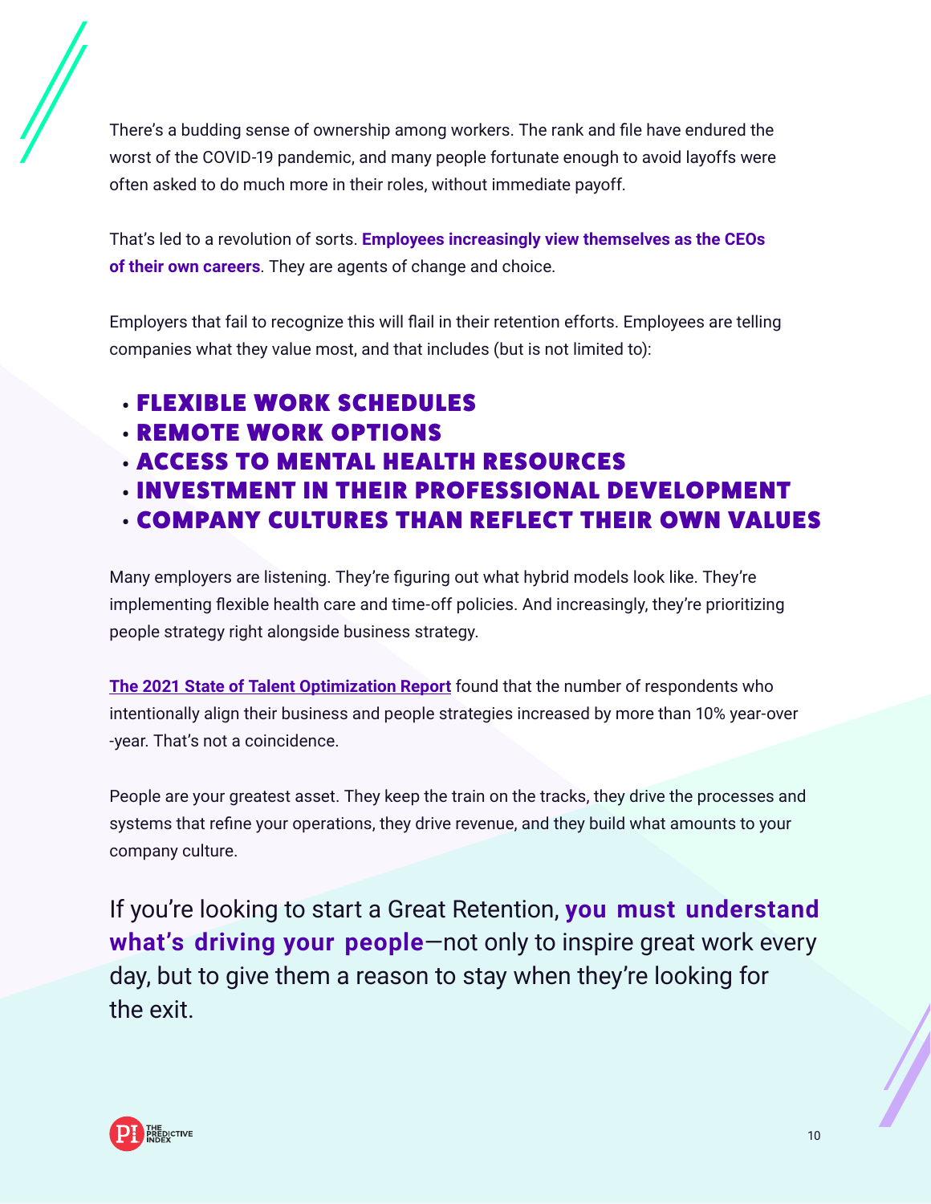There's a budding sense of ownership among workers. The rank and file have endured the worst of the COVID-19 pandemic, and many people fortunate enough to avoid layoffs were often asked to do much more in their roles, without immediate payoff.

That's led to a revolution of sorts. **Employees increasingly view themselves as the CEOs of their own careers**. They are agents of change and choice.

Employers that fail to recognize this will flail in their retention efforts. Employees are telling companies what they value most, and that includes (but is not limited to):

- **FLEXIBLE WORK SCHEDULES**
- **REMOTE WORK OPTIONS**
- **ACCESS TO MENTAL HEALTH RESOURCES**
- **INVESTMENT IN THEIR PROFESSIONAL DEVELOPMENT**
- **COMPANY CULTURES THAN REFLECT THEIR OWN VALUES**

Many employers are listening. They're figuring out what hybrid models look like. They're implementing flexible health care and time-off policies. And increasingly, they're prioritizing people strategy right alongside business strategy.

**The 2021 State of Talent Optimization Report** found that the number of respondents who intentionally align their business and people strategies increased by more than 10% year-over-year. That's not a coincidence.

People are your greatest asset. They keep the train on the tracks, they drive the processes and systems that refine your operations, they drive revenue, and they build what amounts to your company culture.

If you're looking to start a Great Retention, **you must understand what's driving your people**—not only to inspire great work every day, but to give them a reason to stay when they're looking for the exit.